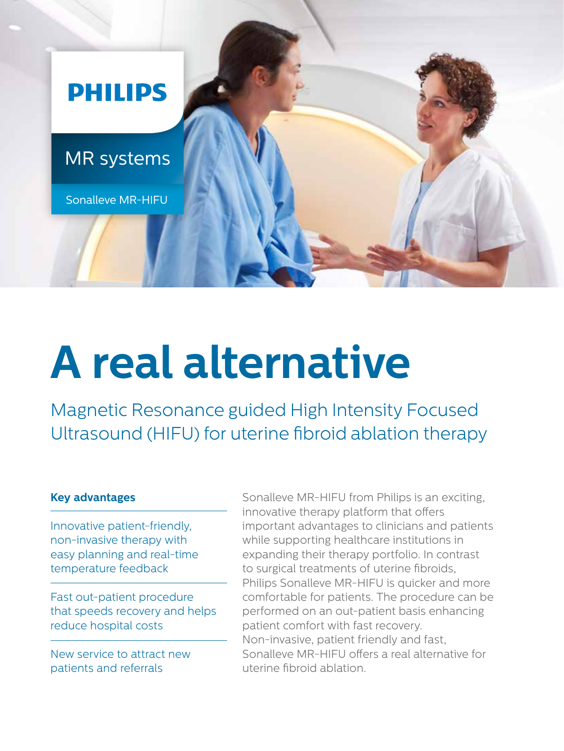PHILIPS

MR systems

Sonalleve MR-HIFU

# A real alternative

## Magnetic Resonance guided High Intensity Focused Ultrasound (HIFU) for uterine fibroid ablation therapy

**Key advantages**

Innovative patient-friendly, non-invasive therapy with easy planning and real-time temperature feedback

Fast out-patient procedure that speeds recovery and helps reduce hospital costs

New service to attract new patients and referrals

Sonalleve MR-HIFU from Philips is an exciting, innovative therapy platform that offers important advantages to clinicians and patients while supporting healthcare institutions in expanding their therapy portfolio. In contrast to surgical treatments of uterine fibroids, Philips Sonalleve MR-HIFU is quicker and more comfortable for patients. The procedure can be performed on an out-patient basis enhancing patient comfort with fast recovery. Non-invasive, patient friendly and fast, Sonalleve MR-HIFU offers a real alternative for uterine fibroid ablation.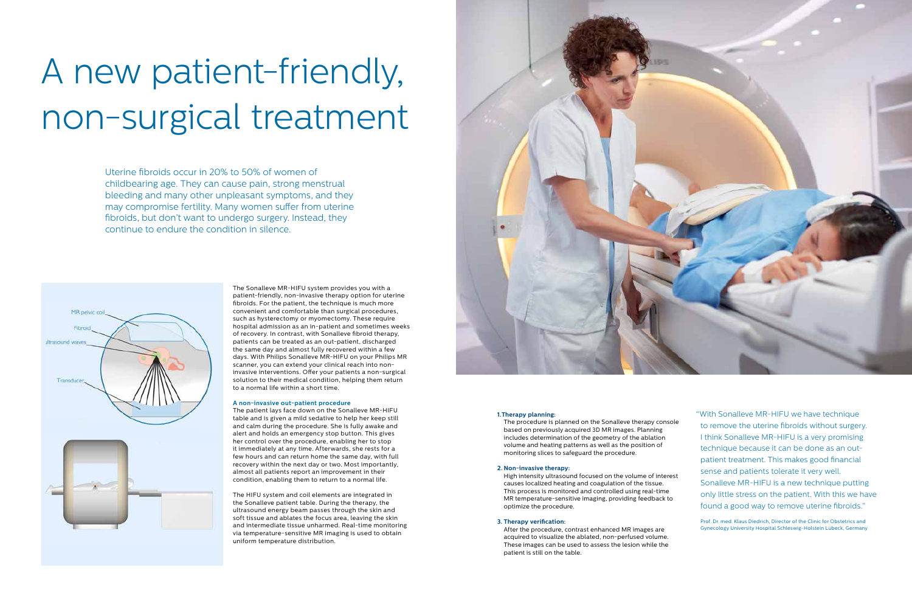# A new patient-friendly, non-surgical treatment

Uterine fibroids occur in 20% to 50% of women of childbearing age. They can cause pain, strong menstrual bleeding and many other unpleasant symptoms, and they may compromise fertility. Many women suffer from uterine fibroids, but don't want to undergo surgery. Instead, they continue to endure the condition in silence.

MR pelvic coil

Fibroid

Ultrasound waves

Transducer

The Sonalleve MR-HIFU system provides you with a patient-friendly, non-invasive therapy option for uterine fibroids. For the patient, the technique is much more convenient and comfortable than surgical procedures, such as hysterectomy or myomectomy. These require hospital admission as an in-patient and sometimes weeks of recovery. In contrast, with Sonalleve fibroid therapy, patients can be treated as an out-patient, discharged the same day and almost fully recovered within a few days. With Philips Sonalleve MR-HIFU on your Philips MR scanner, you can extend your clinical reach into non-invasive interventions. Offer your patients a non-surgical solution to their medical condition, helping them return to a normal life within a short time.

**A non-invasive out-patient procedure**

The patient lays face down on the Sonalleve MR-HIFU table and is given a mild sedative to help her keep still and calm during the procedure. She is fully awake and alert and holds an emergency stop button. This gives her control over the procedure, enabling her to stop it immediately at any time. Afterwards, she rests for a few hours and can return home the same day, with full recovery within the next day or two. Most importantly, almost all patients report an improvement in their condition, enabling them to return to a normal life.

The HIFU system and coil elements are integrated in the Sonalleve patient table. During the therapy, the ultrasound energy beam passes through the skin and soft tissue and ablates the focus area, leaving the skin and intermediate tissue unharmed. Real-time monitoring via temperature-sensitive MR imaging is used to obtain uniform temperature distribution.

**1. Therapy planning:**
The procedure is planned on the Sonalleve therapy console based on previously acquired 3D MR images. Planning includes determination of the geometry of the ablation volume and heating patterns as well as the position of monitoring slices to safeguard the procedure.

**2. Non-invasive therapy:**
High intensity ultrasound focused on the volume of interest causes localized heating and coagulation of the tissue. This process is monitored and controlled using real-time MR temperature-sensitive imaging, providing feedback to optimize the procedure.

**3. Therapy verification:**
After the procedure, contrast enhanced MR images are acquired to visualize the ablated, non-perfused volume. These images can be used to assess the lesion while the patient is still on the table.

"With Sonalleve MR-HIFU we have technique to remove the uterine fibroids without surgery. I think Sonalleve MR-HIFU is a very promising technique because it can be done as an out-patient treatment. This makes good financial sense and patients tolerate it very well. Sonalleve MR-HIFU is a new technique putting only little stress on the patient. With this we have found a good way to remove uterine fibroids."

Prof. Dr. med. Klaus Diedrich, Director of the Clinic for Obstetrics and Gynecology University Hospital Schleswig-Holstein Lübeck, Germany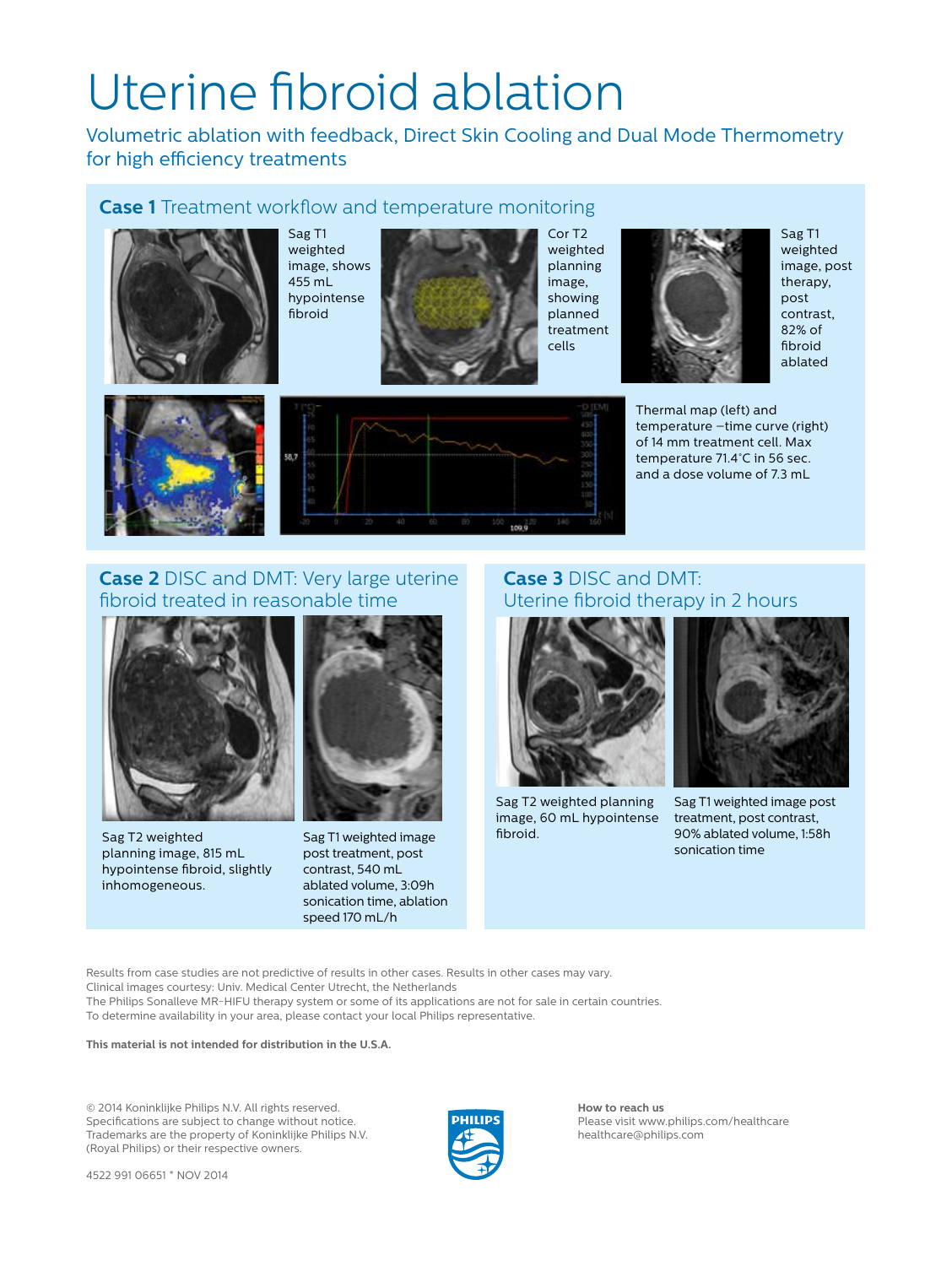# Uterine fibroid ablation

Volumetric ablation with feedback, Direct Skin Cooling and Dual Mode Thermometry for high efficiency treatments

## Case 1 Treatment workflow and temperature monitoring

Sag T1 weighted image, shows 455 mL hypointense fibroid

Cor T2 weighted planning image, showing planned treatment cells

Sag T1 weighted image, post therapy, post contrast, 82% of fibroid ablated

Thermal map (left) and temperature –time curve (right) of 14 mm treatment cell. Max temperature 71.4˚C in 56 sec. and a dose volume of 7.3 mL

## Case 2 DISC and DMT: Very large uterine fibroid treated in reasonable time

Sag T2 weighted planning image, 815 mL hypointense fibroid, slightly inhomogeneous.

Sag T1 weighted image post treatment, post contrast, 540 mL ablated volume, 3:09h sonication time, ablation speed 170 mL/h

## Case 3 DISC and DMT: Uterine fibroid therapy in 2 hours

Sag T2 weighted planning image, 60 mL hypointense fibroid.

Sag T1 weighted image post treatment, post contrast, 90% ablated volume, 1:58h sonication time

Results from case studies are not predictive of results in other cases. Results in other cases may vary.
Clinical images courtesy: Univ. Medical Center Utrecht, the Netherlands
The Philips Sonalleve MR-HIFU therapy system or some of its applications are not for sale in certain countries.
To determine availability in your area, please contact your local Philips representative.

**This material is not intended for distribution in the U.S.A.**

© 2014 Koninklijke Philips N.V. All rights reserved.
Specifications are subject to change without notice.
Trademarks are the property of Koninklijke Philips N.V. (Royal Philips) or their respective owners.

4522 991 06651 * NOV 2014

**How to reach us**
Please visit www.philips.com/healthcare
healthcare@philips.com